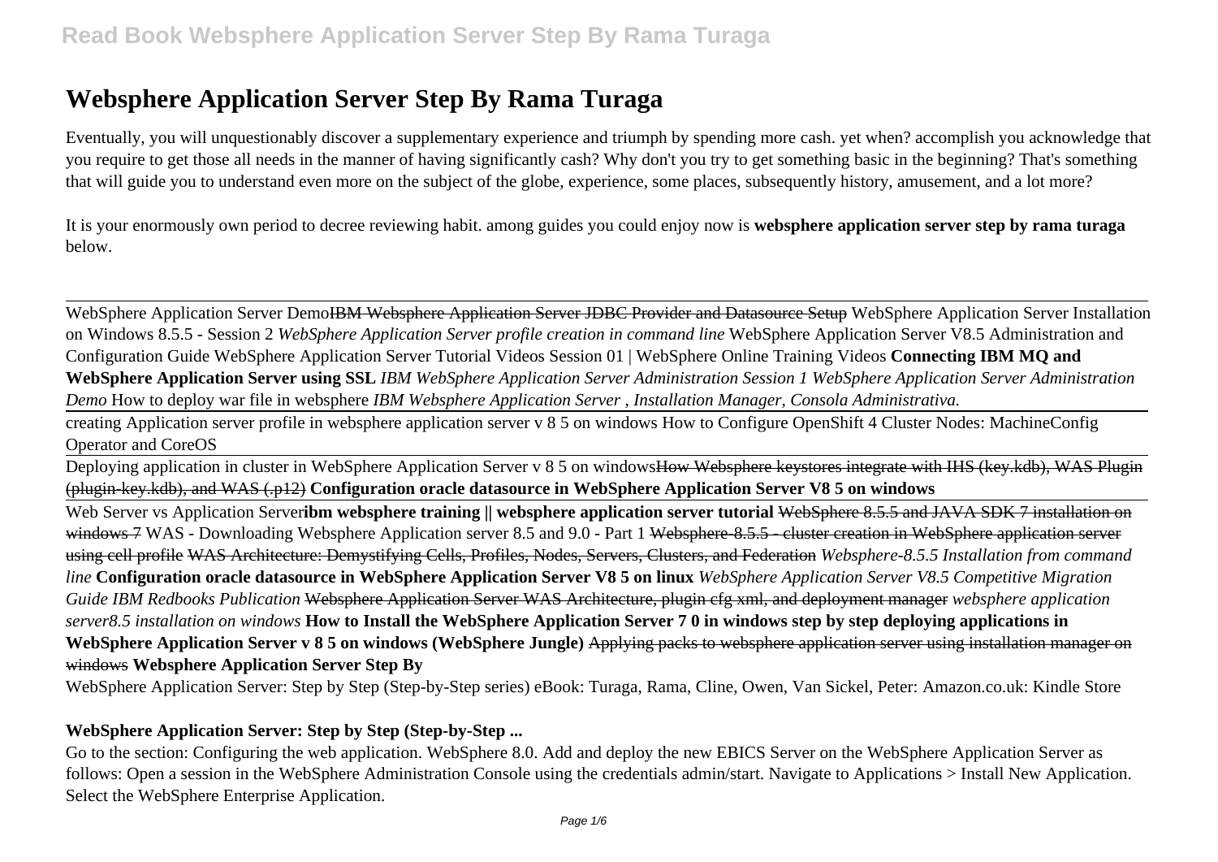# Websphere Application Server Step By Rama Turaga

Eventually, you will unquestionably discover a supplementary experience and triumph by spending more cash. yet when? accomplish you acknowledge that you require to get those all needs in the manner of having significantly cash? Why don't you try to get something basic in the beginning? That's something that will guide you to understand even more on the subject of the globe, experience, some places, subsequently history, amusement, and a lot more?

It is your enormously own period to decree reviewing habit. among guides you could enjoy now is **websphere application server step by rama turaga** below.

---

WebSphere Application Server Demo~~IBM Websphere Application Server JDBC Provider and Datasource Setup~~ WebSphere Application Server Installation on Windows 8.5.5 - Session 2 *WebSphere Application Server profile creation in command line* WebSphere Application Server V8.5 Administration and Configuration Guide WebSphere Application Server Tutorial Videos Session 01 | WebSphere Online Training Videos **Connecting IBM MQ and WebSphere Application Server using SSL** *IBM WebSphere Application Server Administration Session 1 WebSphere Application Server Administration Demo* How to deploy war file in websphere *IBM Websphere Application Server , Installation Manager, Consola Administrativa.*

creating Application server profile in websphere application server v 8 5 on windows How to Configure OpenShift 4 Cluster Nodes: MachineConfig Operator and CoreOS

Deploying application in cluster in WebSphere Application Server v 8 5 on windows~~How Websphere keystores integrate with IHS (key.kdb), WAS Plugin (plugin-key.kdb), and WAS (.p12)~~ **Configuration oracle datasource in WebSphere Application Server V8 5 on windows**

Web Server vs Application Server**ibm websphere training || websphere application server tutorial** ~~WebSphere 8.5.5 and JAVA SDK 7 installation on windows 7~~ WAS - Downloading Websphere Application server 8.5 and 9.0 - Part 1 ~~Websphere-8.5.5 - cluster creation in WebSphere application server using cell profile~~ ~~WAS Architecture: Demystifying Cells, Profiles, Nodes, Servers, Clusters, and Federation~~ *Websphere-8.5.5 Installation from command line* **Configuration oracle datasource in WebSphere Application Server V8 5 on linux** *WebSphere Application Server V8.5 Competitive Migration Guide IBM Redbooks Publication* ~~Websphere Application Server WAS Architecture, plugin cfg xml, and deployment manager~~ *websphere application server8.5 installation on windows* **How to Install the WebSphere Application Server 7 0 in windows step by step deploying applications in WebSphere Application Server v 8 5 on windows (WebSphere Jungle)** ~~Applying packs to websphere application server using installation manager on windows~~ **Websphere Application Server Step By**

WebSphere Application Server: Step by Step (Step-by-Step series) eBook: Turaga, Rama, Cline, Owen, Van Sickel, Peter: Amazon.co.uk: Kindle Store

### WebSphere Application Server: Step by Step (Step-by-Step ...

Go to the section: Configuring the web application. WebSphere 8.0. Add and deploy the new EBICS Server on the WebSphere Application Server as follows: Open a session in the WebSphere Administration Console using the credentials admin/start. Navigate to Applications > Install New Application. Select the WebSphere Enterprise Application.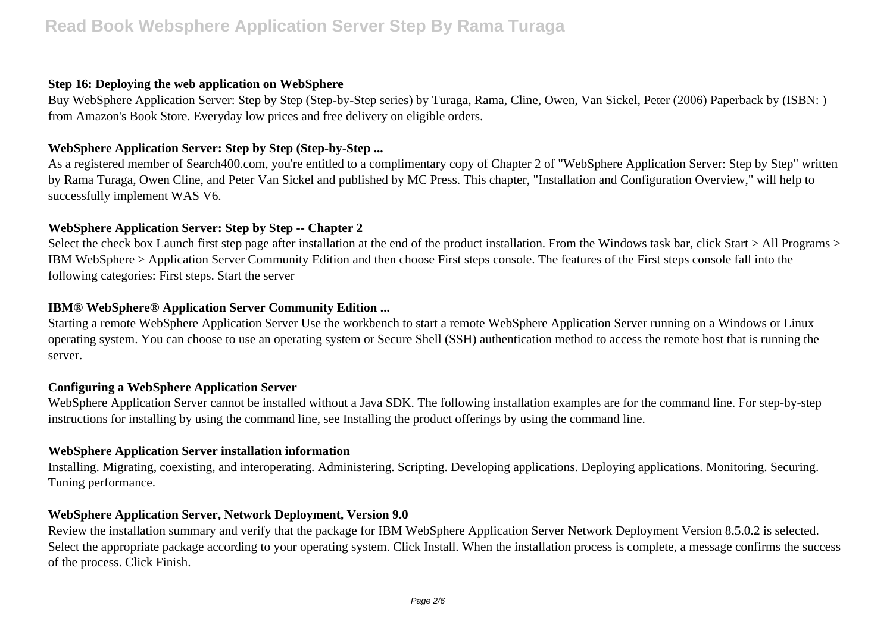**Step 16: Deploying the web application on WebSphere**

Buy WebSphere Application Server: Step by Step (Step-by-Step series) by Turaga, Rama, Cline, Owen, Van Sickel, Peter (2006) Paperback by (ISBN: ) from Amazon's Book Store. Everyday low prices and free delivery on eligible orders.

**WebSphere Application Server: Step by Step (Step-by-Step ...**

As a registered member of Search400.com, you're entitled to a complimentary copy of Chapter 2 of "WebSphere Application Server: Step by Step" written by Rama Turaga, Owen Cline, and Peter Van Sickel and published by MC Press. This chapter, "Installation and Configuration Overview," will help to successfully implement WAS V6.

**WebSphere Application Server: Step by Step -- Chapter 2**

Select the check box Launch first step page after installation at the end of the product installation. From the Windows task bar, click Start > All Programs > IBM WebSphere > Application Server Community Edition and then choose First steps console. The features of the First steps console fall into the following categories: First steps. Start the server

**IBM® WebSphere® Application Server Community Edition ...**

Starting a remote WebSphere Application Server Use the workbench to start a remote WebSphere Application Server running on a Windows or Linux operating system. You can choose to use an operating system or Secure Shell (SSH) authentication method to access the remote host that is running the server.

**Configuring a WebSphere Application Server**

WebSphere Application Server cannot be installed without a Java SDK. The following installation examples are for the command line. For step-by-step instructions for installing by using the command line, see Installing the product offerings by using the command line.

**WebSphere Application Server installation information**

Installing. Migrating, coexisting, and interoperating. Administering. Scripting. Developing applications. Deploying applications. Monitoring. Securing. Tuning performance.

**WebSphere Application Server, Network Deployment, Version 9.0**

Review the installation summary and verify that the package for IBM WebSphere Application Server Network Deployment Version 8.5.0.2 is selected. Select the appropriate package according to your operating system. Click Install. When the installation process is complete, a message confirms the success of the process. Click Finish.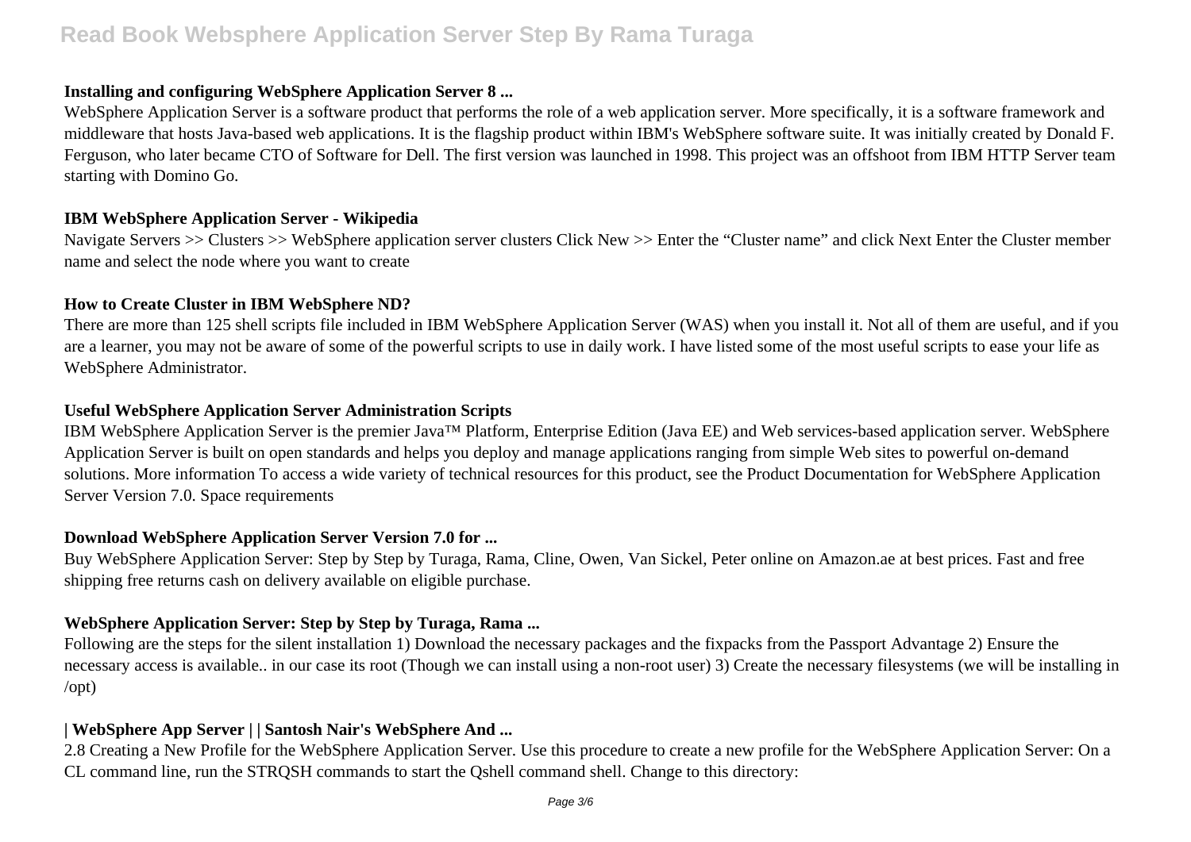**Installing and configuring WebSphere Application Server 8 ...**

WebSphere Application Server is a software product that performs the role of a web application server. More specifically, it is a software framework and middleware that hosts Java-based web applications. It is the flagship product within IBM's WebSphere software suite. It was initially created by Donald F. Ferguson, who later became CTO of Software for Dell. The first version was launched in 1998. This project was an offshoot from IBM HTTP Server team starting with Domino Go.

**IBM WebSphere Application Server - Wikipedia**

Navigate Servers >> Clusters >> WebSphere application server clusters Click New >> Enter the "Cluster name" and click Next Enter the Cluster member name and select the node where you want to create

**How to Create Cluster in IBM WebSphere ND?**

There are more than 125 shell scripts file included in IBM WebSphere Application Server (WAS) when you install it. Not all of them are useful, and if you are a learner, you may not be aware of some of the powerful scripts to use in daily work. I have listed some of the most useful scripts to ease your life as WebSphere Administrator.

**Useful WebSphere Application Server Administration Scripts**

IBM WebSphere Application Server is the premier Java™ Platform, Enterprise Edition (Java EE) and Web services-based application server. WebSphere Application Server is built on open standards and helps you deploy and manage applications ranging from simple Web sites to powerful on-demand solutions. More information To access a wide variety of technical resources for this product, see the Product Documentation for WebSphere Application Server Version 7.0. Space requirements

**Download WebSphere Application Server Version 7.0 for ...**

Buy WebSphere Application Server: Step by Step by Turaga, Rama, Cline, Owen, Van Sickel, Peter online on Amazon.ae at best prices. Fast and free shipping free returns cash on delivery available on eligible purchase.

**WebSphere Application Server: Step by Step by Turaga, Rama ...**

Following are the steps for the silent installation 1) Download the necessary packages and the fixpacks from the Passport Advantage 2) Ensure the necessary access is available.. in our case its root (Though we can install using a non-root user) 3) Create the necessary filesystems (we will be installing in /opt)

**| WebSphere App Server | | Santosh Nair's WebSphere And ...**

2.8 Creating a New Profile for the WebSphere Application Server. Use this procedure to create a new profile for the WebSphere Application Server: On a CL command line, run the STRQSH commands to start the Qshell command shell. Change to this directory: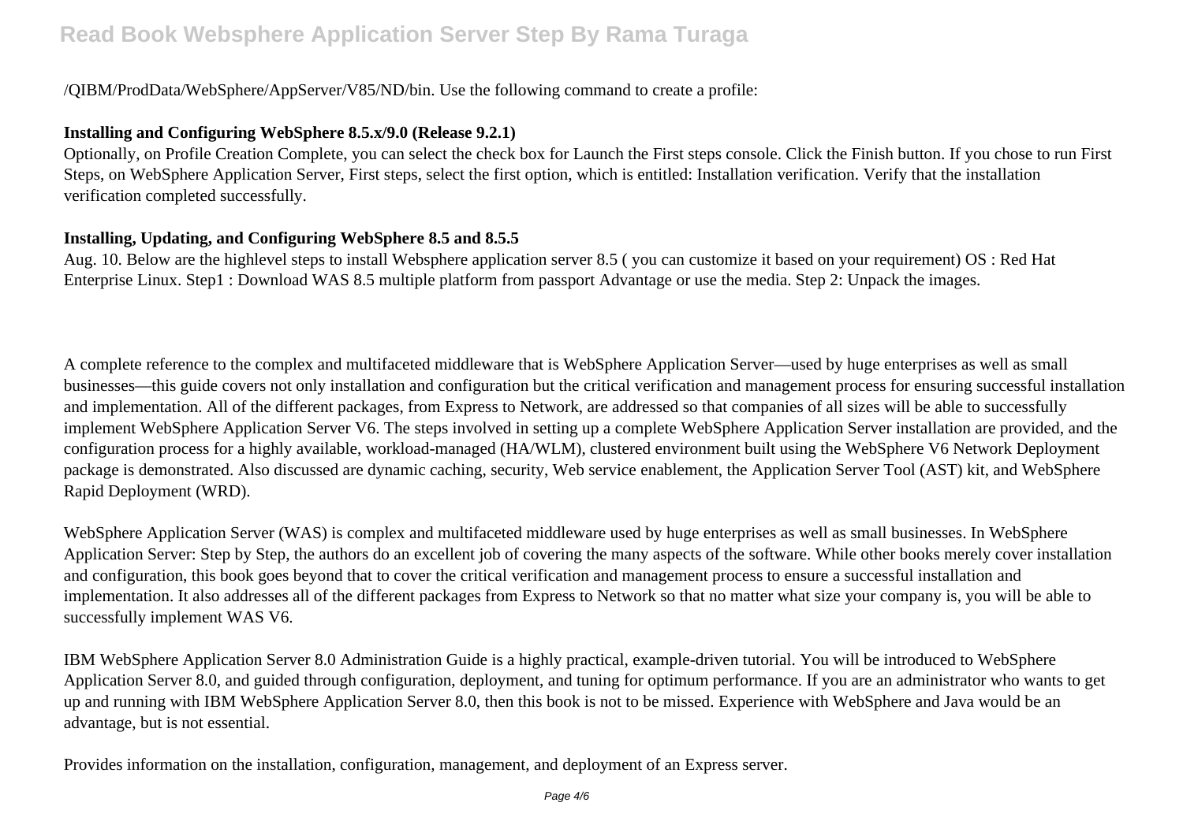/QIBM/ProdData/WebSphere/AppServer/V85/ND/bin. Use the following command to create a profile:

**Installing and Configuring WebSphere 8.5.x/9.0 (Release 9.2.1)**

Optionally, on Profile Creation Complete, you can select the check box for Launch the First steps console. Click the Finish button. If you chose to run First Steps, on WebSphere Application Server, First steps, select the first option, which is entitled: Installation verification. Verify that the installation verification completed successfully.

**Installing, Updating, and Configuring WebSphere 8.5 and 8.5.5**

Aug. 10. Below are the highlevel steps to install Websphere application server 8.5 ( you can customize it based on your requirement) OS : Red Hat Enterprise Linux. Step1 : Download WAS 8.5 multiple platform from passport Advantage or use the media. Step 2: Unpack the images.

A complete reference to the complex and multifaceted middleware that is WebSphere Application Server—used by huge enterprises as well as small businesses—this guide covers not only installation and configuration but the critical verification and management process for ensuring successful installation and implementation. All of the different packages, from Express to Network, are addressed so that companies of all sizes will be able to successfully implement WebSphere Application Server V6. The steps involved in setting up a complete WebSphere Application Server installation are provided, and the configuration process for a highly available, workload-managed (HA/WLM), clustered environment built using the WebSphere V6 Network Deployment package is demonstrated. Also discussed are dynamic caching, security, Web service enablement, the Application Server Tool (AST) kit, and WebSphere Rapid Deployment (WRD).

WebSphere Application Server (WAS) is complex and multifaceted middleware used by huge enterprises as well as small businesses. In WebSphere Application Server: Step by Step, the authors do an excellent job of covering the many aspects of the software. While other books merely cover installation and configuration, this book goes beyond that to cover the critical verification and management process to ensure a successful installation and implementation. It also addresses all of the different packages from Express to Network so that no matter what size your company is, you will be able to successfully implement WAS V6.

IBM WebSphere Application Server 8.0 Administration Guide is a highly practical, example-driven tutorial. You will be introduced to WebSphere Application Server 8.0, and guided through configuration, deployment, and tuning for optimum performance. If you are an administrator who wants to get up and running with IBM WebSphere Application Server 8.0, then this book is not to be missed. Experience with WebSphere and Java would be an advantage, but is not essential.

Provides information on the installation, configuration, management, and deployment of an Express server.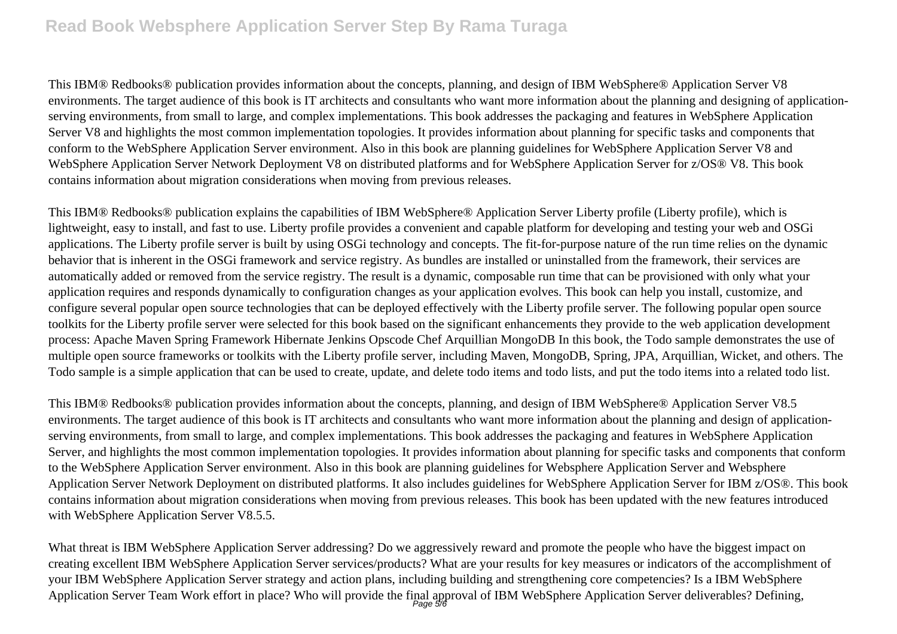This IBM® Redbooks® publication provides information about the concepts, planning, and design of IBM WebSphere® Application Server V8 environments. The target audience of this book is IT architects and consultants who want more information about the planning and designing of application-serving environments, from small to large, and complex implementations. This book addresses the packaging and features in WebSphere Application Server V8 and highlights the most common implementation topologies. It provides information about planning for specific tasks and components that conform to the WebSphere Application Server environment. Also in this book are planning guidelines for WebSphere Application Server V8 and WebSphere Application Server Network Deployment V8 on distributed platforms and for WebSphere Application Server for z/OS® V8. This book contains information about migration considerations when moving from previous releases.

This IBM® Redbooks® publication explains the capabilities of IBM WebSphere® Application Server Liberty profile (Liberty profile), which is lightweight, easy to install, and fast to use. Liberty profile provides a convenient and capable platform for developing and testing your web and OSGi applications. The Liberty profile server is built by using OSGi technology and concepts. The fit-for-purpose nature of the run time relies on the dynamic behavior that is inherent in the OSGi framework and service registry. As bundles are installed or uninstalled from the framework, their services are automatically added or removed from the service registry. The result is a dynamic, composable run time that can be provisioned with only what your application requires and responds dynamically to configuration changes as your application evolves. This book can help you install, customize, and configure several popular open source technologies that can be deployed effectively with the Liberty profile server. The following popular open source toolkits for the Liberty profile server were selected for this book based on the significant enhancements they provide to the web application development process: Apache Maven Spring Framework Hibernate Jenkins Opscode Chef Arquillian MongoDB In this book, the Todo sample demonstrates the use of multiple open source frameworks or toolkits with the Liberty profile server, including Maven, MongoDB, Spring, JPA, Arquillian, Wicket, and others. The Todo sample is a simple application that can be used to create, update, and delete todo items and todo lists, and put the todo items into a related todo list.

This IBM® Redbooks® publication provides information about the concepts, planning, and design of IBM WebSphere® Application Server V8.5 environments. The target audience of this book is IT architects and consultants who want more information about the planning and design of application-serving environments, from small to large, and complex implementations. This book addresses the packaging and features in WebSphere Application Server, and highlights the most common implementation topologies. It provides information about planning for specific tasks and components that conform to the WebSphere Application Server environment. Also in this book are planning guidelines for Websphere Application Server and Websphere Application Server Network Deployment on distributed platforms. It also includes guidelines for WebSphere Application Server for IBM z/OS®. This book contains information about migration considerations when moving from previous releases. This book has been updated with the new features introduced with WebSphere Application Server V8.5.5.

What threat is IBM WebSphere Application Server addressing? Do we aggressively reward and promote the people who have the biggest impact on creating excellent IBM WebSphere Application Server services/products? What are your results for key measures or indicators of the accomplishment of your IBM WebSphere Application Server strategy and action plans, including building and strengthening core competencies? Is a IBM WebSphere Application Server Team Work effort in place? Who will provide the final approval of IBM WebSphere Application Server deliverables? Defining,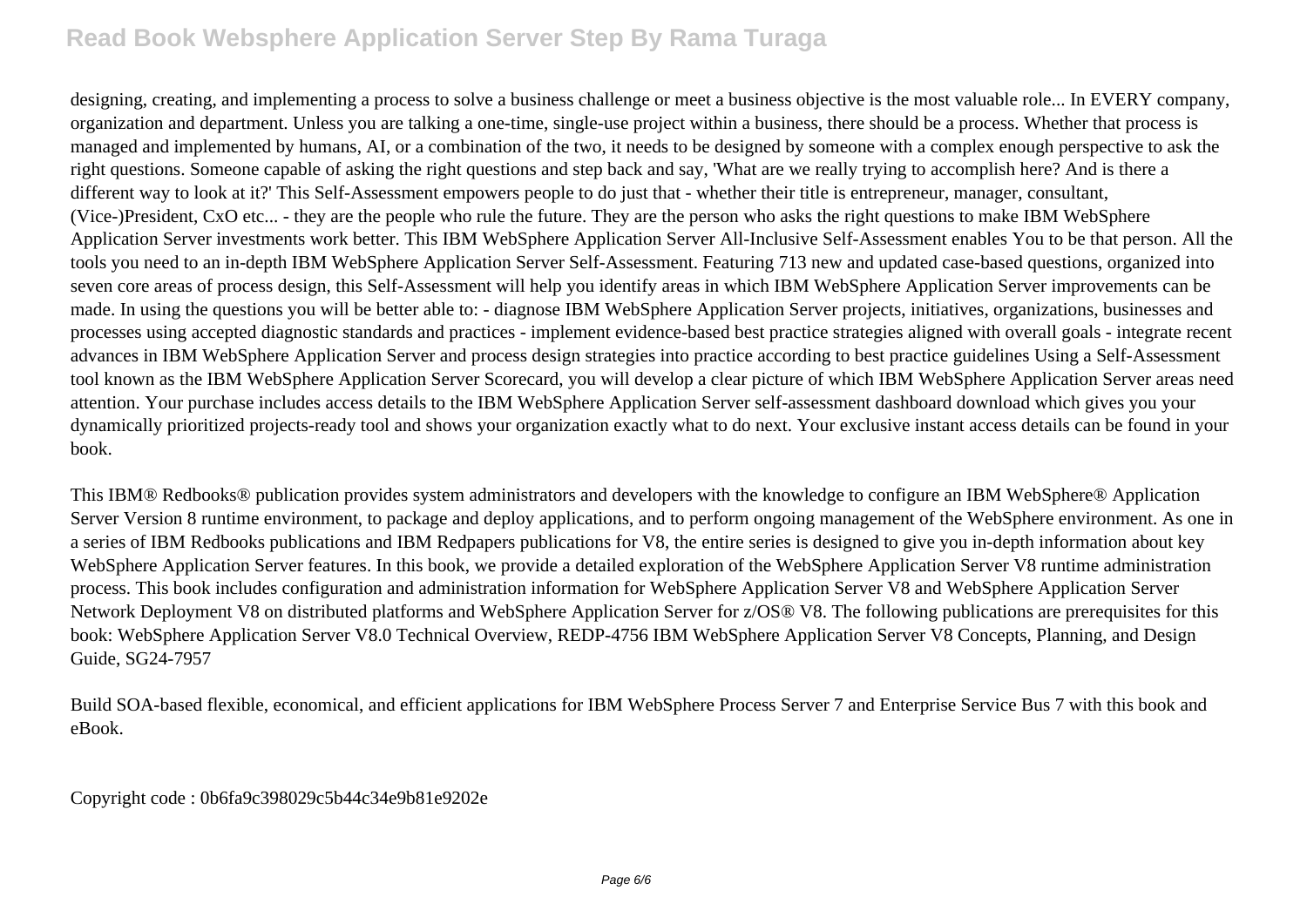designing, creating, and implementing a process to solve a business challenge or meet a business objective is the most valuable role... In EVERY company, organization and department. Unless you are talking a one-time, single-use project within a business, there should be a process. Whether that process is managed and implemented by humans, AI, or a combination of the two, it needs to be designed by someone with a complex enough perspective to ask the right questions. Someone capable of asking the right questions and step back and say, 'What are we really trying to accomplish here? And is there a different way to look at it?' This Self-Assessment empowers people to do just that - whether their title is entrepreneur, manager, consultant, (Vice-)President, CxO etc... - they are the people who rule the future. They are the person who asks the right questions to make IBM WebSphere Application Server investments work better. This IBM WebSphere Application Server All-Inclusive Self-Assessment enables You to be that person. All the tools you need to an in-depth IBM WebSphere Application Server Self-Assessment. Featuring 713 new and updated case-based questions, organized into seven core areas of process design, this Self-Assessment will help you identify areas in which IBM WebSphere Application Server improvements can be made. In using the questions you will be better able to: - diagnose IBM WebSphere Application Server projects, initiatives, organizations, businesses and processes using accepted diagnostic standards and practices - implement evidence-based best practice strategies aligned with overall goals - integrate recent advances in IBM WebSphere Application Server and process design strategies into practice according to best practice guidelines Using a Self-Assessment tool known as the IBM WebSphere Application Server Scorecard, you will develop a clear picture of which IBM WebSphere Application Server areas need attention. Your purchase includes access details to the IBM WebSphere Application Server self-assessment dashboard download which gives you your dynamically prioritized projects-ready tool and shows your organization exactly what to do next. Your exclusive instant access details can be found in your book.

This IBM® Redbooks® publication provides system administrators and developers with the knowledge to configure an IBM WebSphere® Application Server Version 8 runtime environment, to package and deploy applications, and to perform ongoing management of the WebSphere environment. As one in a series of IBM Redbooks publications and IBM Redpapers publications for V8, the entire series is designed to give you in-depth information about key WebSphere Application Server features. In this book, we provide a detailed exploration of the WebSphere Application Server V8 runtime administration process. This book includes configuration and administration information for WebSphere Application Server V8 and WebSphere Application Server Network Deployment V8 on distributed platforms and WebSphere Application Server for z/OS® V8. The following publications are prerequisites for this book: WebSphere Application Server V8.0 Technical Overview, REDP-4756 IBM WebSphere Application Server V8 Concepts, Planning, and Design Guide, SG24-7957

Build SOA-based flexible, economical, and efficient applications for IBM WebSphere Process Server 7 and Enterprise Service Bus 7 with this book and eBook.

Copyright code : 0b6fa9c398029c5b44c34e9b81e9202e